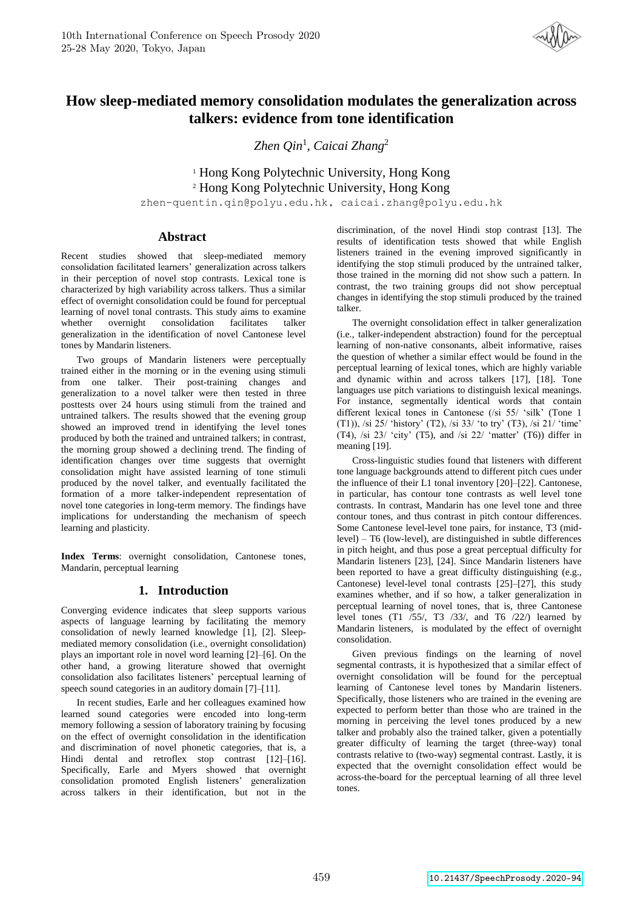# How sleep-mediated memory consolidation modulates the generalization across talkers: evidence from tone identification

*Zhen Qin*[1], *Caicai Zhang*[2]

[1] Hong Kong Polytechnic University, Hong Kong
[2] Hong Kong Polytechnic University, Hong Kong

zhen-quentin.qin@polyu.edu.hk, caicai.zhang@polyu.edu.hk

## Abstract

Recent studies showed that sleep-mediated memory consolidation facilitated learners' generalization across talkers in their perception of novel stop contrasts. Lexical tone is characterized by high variability across talkers. Thus a similar effect of overnight consolidation could be found for perceptual learning of novel tonal contrasts. This study aims to examine whether overnight consolidation facilitates talker generalization in the identification of novel Cantonese level tones by Mandarin listeners.

Two groups of Mandarin listeners were perceptually trained either in the morning or in the evening using stimuli from one talker. Their post-training changes and generalization to a novel talker were then tested in three posttests over 24 hours using stimuli from the trained and untrained talkers. The results showed that the evening group showed an improved trend in identifying the level tones produced by both the trained and untrained talkers; in contrast, the morning group showed a declining trend. The finding of identification changes over time suggests that overnight consolidation might have assisted learning of tone stimuli produced by the novel talker, and eventually facilitated the formation of a more talker-independent representation of novel tone categories in long-term memory. The findings have implications for understanding the mechanism of speech learning and plasticity.

**Index Terms**: overnight consolidation, Cantonese tones, Mandarin, perceptual learning

## 1. Introduction

Converging evidence indicates that sleep supports various aspects of language learning by facilitating the memory consolidation of newly learned knowledge [1], [2]. Sleep-mediated memory consolidation (i.e., overnight consolidation) plays an important role in novel word learning [2]–[6]. On the other hand, a growing literature showed that overnight consolidation also facilitates listeners' perceptual learning of speech sound categories in an auditory domain [7]–[11].

In recent studies, Earle and her colleagues examined how learned sound categories were encoded into long-term memory following a session of laboratory training by focusing on the effect of overnight consolidation in the identification and discrimination of novel phonetic categories, that is, a Hindi dental and retroflex stop contrast [12]–[16]. Specifically, Earle and Myers showed that overnight consolidation promoted English listeners' generalization across talkers in their identification, but not in the discrimination, of the novel Hindi stop contrast [13]. The results of identification tests showed that while English listeners trained in the evening improved significantly in identifying the stop stimuli produced by the untrained talker, those trained in the morning did not show such a pattern. In contrast, the two training groups did not show perceptual changes in identifying the stop stimuli produced by the trained talker.

The overnight consolidation effect in talker generalization (i.e., talker-independent abstraction) found for the perceptual learning of non-native consonants, albeit informative, raises the question of whether a similar effect would be found in the perceptual learning of lexical tones, which are highly variable and dynamic within and across talkers [17], [18]. Tone languages use pitch variations to distinguish lexical meanings. For instance, segmentally identical words that contain different lexical tones in Cantonese (/si 55/ 'silk' (Tone 1 (T1)), /si 25/ 'history' (T2), /si 33/ 'to try' (T3), /si 21/ 'time' (T4), /si 23/ 'city' (T5), and /si 22/ 'matter' (T6)) differ in meaning [19].

Cross-linguistic studies found that listeners with different tone language backgrounds attend to different pitch cues under the influence of their L1 tonal inventory [20]–[22]. Cantonese, in particular, has contour tone contrasts as well level tone contrasts. In contrast, Mandarin has one level tone and three contour tones, and thus contrast in pitch contour differences. Some Cantonese level-level tone pairs, for instance, T3 (mid-level) – T6 (low-level), are distinguished in subtle differences in pitch height, and thus pose a great perceptual difficulty for Mandarin listeners [23], [24]. Since Mandarin listeners have been reported to have a great difficulty distinguishing (e.g., Cantonese) level-level tonal contrasts [25]–[27], this study examines whether, and if so how, a talker generalization in perceptual learning of novel tones, that is, three Cantonese level tones (T1 /55/, T3 /33/, and T6 /22/) learned by Mandarin listeners, is modulated by the effect of overnight consolidation.

Given previous findings on the learning of novel segmental contrasts, it is hypothesized that a similar effect of overnight consolidation will be found for the perceptual learning of Cantonese level tones by Mandarin listeners. Specifically, those listeners who are trained in the evening are expected to perform better than those who are trained in the morning in perceiving the level tones produced by a new talker and probably also the trained talker, given a potentially greater difficulty of learning the target (three-way) tonal contrasts relative to (two-way) segmental contrast. Lastly, it is expected that the overnight consolidation effect would be across-the-board for the perceptual learning of all three level tones.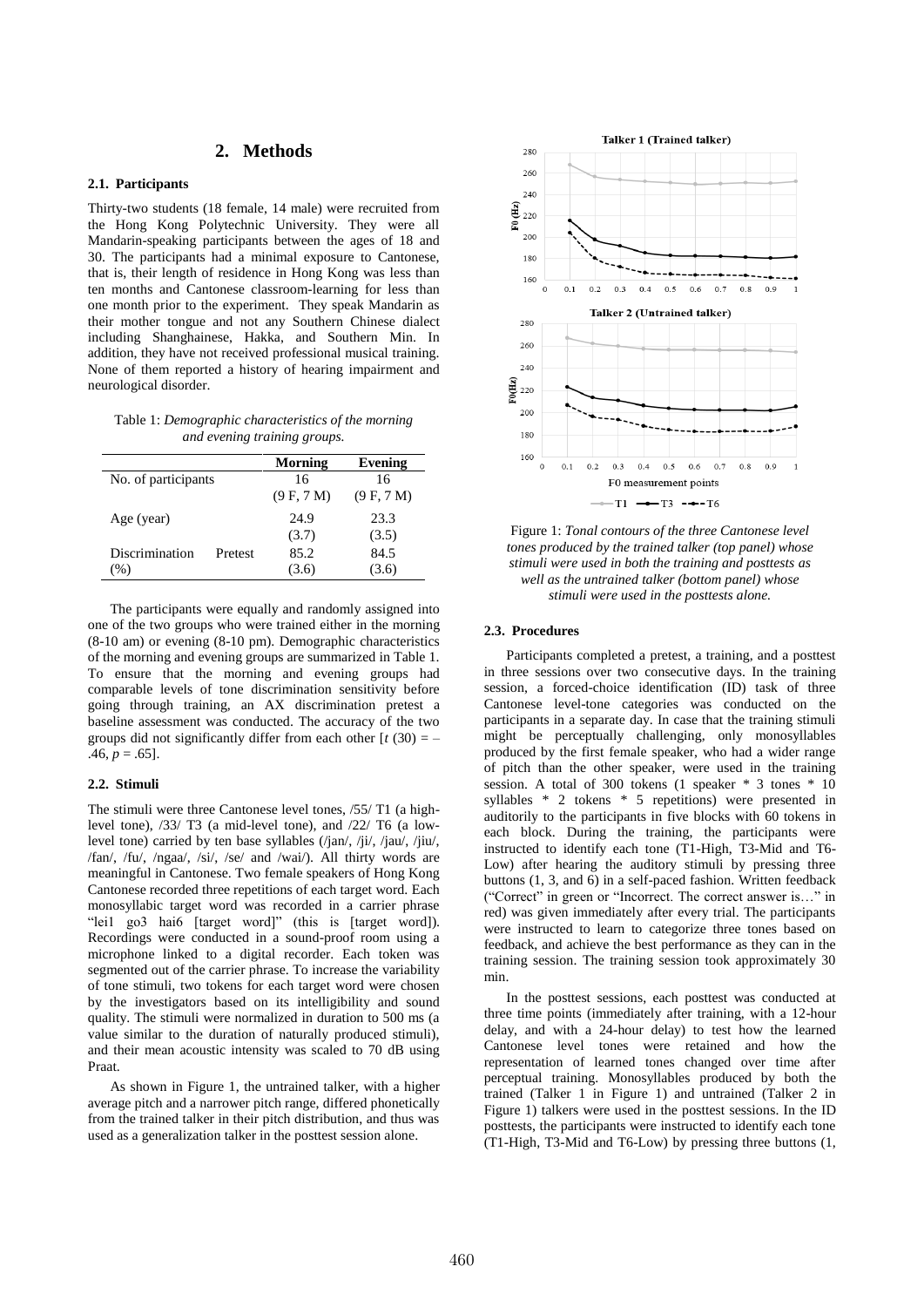## 2. Methods

### 2.1. Participants

Thirty-two students (18 female, 14 male) were recruited from the Hong Kong Polytechnic University. They were all Mandarin-speaking participants between the ages of 18 and 30. The participants had a minimal exposure to Cantonese, that is, their length of residence in Hong Kong was less than ten months and Cantonese classroom-learning for less than one month prior to the experiment. They speak Mandarin as their mother tongue and not any Southern Chinese dialect including Shanghainese, Hakka, and Southern Min. In addition, they have not received professional musical training. None of them reported a history of hearing impairment and neurological disorder.

Table 1: *Demographic characteristics of the morning and evening training groups.*

| | Morning | Evening |
|---|---|---|
| No. of participants | 16<br>(9 F, 7 M) | 16<br>(9 F, 7 M) |
| Age (year) | 24.9<br>(3.7) | 23.3<br>(3.5) |
| Discrimination Pretest (%) | 85.2<br>(3.6) | 84.5<br>(3.6) |

The participants were equally and randomly assigned into one of the two groups who were trained either in the morning (8-10 am) or evening (8-10 pm). Demographic characteristics of the morning and evening groups are summarized in Table 1. To ensure that the morning and evening groups had comparable levels of tone discrimination sensitivity before going through training, an AX discrimination pretest a baseline assessment was conducted. The accuracy of the two groups did not significantly differ from each other [$t$ (30) = –.46, $p$ = .65].

### 2.2. Stimuli

The stimuli were three Cantonese level tones, /55/ T1 (a high-level tone), /33/ T3 (a mid-level tone), and /22/ T6 (a low-level tone) carried by ten base syllables (/jan/, /ji/, /jau/, /jiu/, /fan/, /fu/, /ngaa/, /si/, /se/ and /wai/). All thirty words are meaningful in Cantonese. Two female speakers of Hong Kong Cantonese recorded three repetitions of each target word. Each monosyllabic target word was recorded in a carrier phrase "lei1 go3 hai6 [target word]" (this is [target word]). Recordings were conducted in a sound-proof room using a microphone linked to a digital recorder. Each token was segmented out of the carrier phrase. To increase the variability of tone stimuli, two tokens for each target word were chosen by the investigators based on its intelligibility and sound quality. The stimuli were normalized in duration to 500 ms (a value similar to the duration of naturally produced stimuli), and their mean acoustic intensity was scaled to 70 dB using Praat.

As shown in Figure 1, the untrained talker, with a higher average pitch and a narrower pitch range, differed phonetically from the trained talker in their pitch distribution, and thus was used as a generalization talker in the posttest session alone.

Figure 1: *Tonal contours of the three Cantonese level tones produced by the trained talker (top panel) whose stimuli were used in both the training and posttests as well as the untrained talker (bottom panel) whose stimuli were used in the posttests alone.*

### 2.3. Procedures

Participants completed a pretest, a training, and a posttest in three sessions over two consecutive days. In the training session, a forced-choice identification (ID) task of three Cantonese level-tone categories was conducted on the participants in a separate day. In case that the training stimuli might be perceptually challenging, only monosyllables produced by the first female speaker, who had a wider range of pitch than the other speaker, were used in the training session. A total of 300 tokens (1 speaker * 3 tones * 10 syllables * 2 tokens * 5 repetitions) were presented in auditorily to the participants in five blocks with 60 tokens in each block. During the training, the participants were instructed to identify each tone (T1-High, T3-Mid and T6-Low) after hearing the auditory stimuli by pressing three buttons (1, 3, and 6) in a self-paced fashion. Written feedback ("Correct" in green or "Incorrect. The correct answer is…" in red) was given immediately after every trial. The participants were instructed to learn to categorize three tones based on feedback, and achieve the best performance as they can in the training session. The training session took approximately 30 min.

In the posttest sessions, each posttest was conducted at three time points (immediately after training, with a 12-hour delay, and with a 24-hour delay) to test how the learned Cantonese level tones were retained and how the representation of learned tones changed over time after perceptual training. Monosyllables produced by both the trained (Talker 1 in Figure 1) and untrained (Talker 2 in Figure 1) talkers were used in the posttest sessions. In the ID posttests, the participants were instructed to identify each tone (T1-High, T3-Mid and T6-Low) by pressing three buttons (1,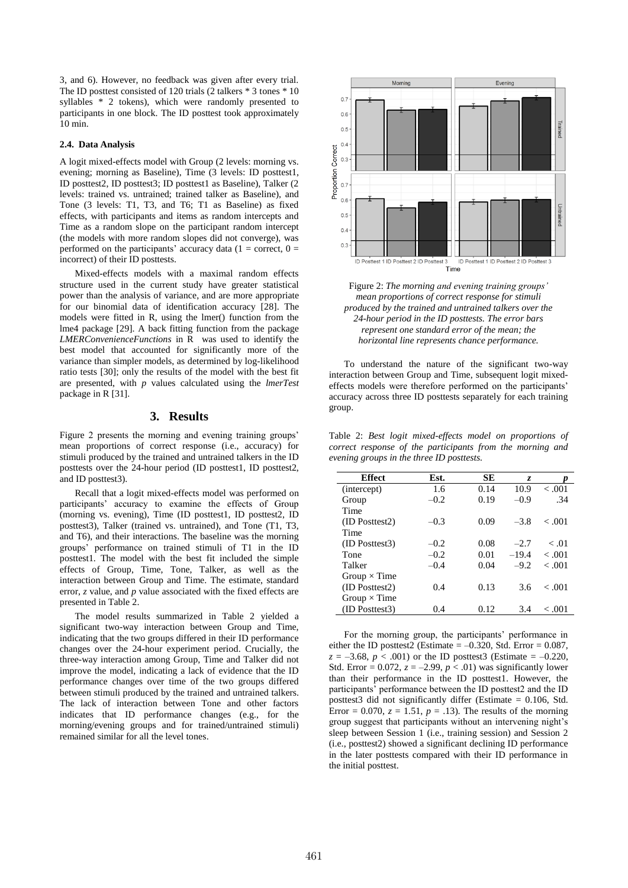3, and 6). However, no feedback was given after every trial. The ID posttest consisted of 120 trials (2 talkers * 3 tones * 10 syllables * 2 tokens), which were randomly presented to participants in one block. The ID posttest took approximately 10 min.

### 2.4. Data Analysis

A logit mixed-effects model with Group (2 levels: morning vs. evening; morning as Baseline), Time (3 levels: ID posttest1, ID posttest2, ID posttest3; ID posttest1 as Baseline), Talker (2 levels: trained vs. untrained; trained talker as Baseline), and Tone (3 levels: T1, T3, and T6; T1 as Baseline) as fixed effects, with participants and items as random intercepts and Time as a random slope on the participant random intercept (the models with more random slopes did not converge), was performed on the participants' accuracy data (1 = correct, 0 = incorrect) of their ID posttests.

Mixed-effects models with a maximal random effects structure used in the current study have greater statistical power than the analysis of variance, and are more appropriate for our binomial data of identification accuracy [28]. The models were fitted in R, using the lmer() function from the lme4 package [29]. A back fitting function from the package *LMERConvenienceFunctions* in R was used to identify the best model that accounted for significantly more of the variance than simpler models, as determined by log-likelihood ratio tests [30]; only the results of the model with the best fit are presented, with *p* values calculated using the *lmerTest* package in R [31].

## 3. Results

Figure 2 presents the morning and evening training groups' mean proportions of correct response (i.e., accuracy) for stimuli produced by the trained and untrained talkers in the ID posttests over the 24-hour period (ID posttest1, ID posttest2, and ID posttest3).

Recall that a logit mixed-effects model was performed on participants' accuracy to examine the effects of Group (morning vs. evening), Time (ID posttest1, ID posttest2, ID posttest3), Talker (trained vs. untrained), and Tone (T1, T3, and T6), and their interactions. The baseline was the morning groups' performance on trained stimuli of T1 in the ID posttest1. The model with the best fit included the simple effects of Group, Time, Tone, Talker, as well as the interaction between Group and Time. The estimate, standard error, *z* value, and *p* value associated with the fixed effects are presented in Table 2.

The model results summarized in Table 2 yielded a significant two-way interaction between Group and Time, indicating that the two groups differed in their ID performance changes over the 24-hour experiment period. Crucially, the three-way interaction among Group, Time and Talker did not improve the model, indicating a lack of evidence that the ID performance changes over time of the two groups differed between stimuli produced by the trained and untrained talkers. The lack of interaction between Tone and other factors indicates that ID performance changes (e.g., for the morning/evening groups and for trained/untrained stimuli) remained similar for all the level tones.

Figure 2: *The morning and evening training groups' mean proportions of correct response for stimuli produced by the trained and untrained talkers over the 24-hour period in the ID posttests. The error bars represent one standard error of the mean; the horizontal line represents chance performance.*

To understand the nature of the significant two-way interaction between Group and Time, subsequent logit mixed-effects models were therefore performed on the participants' accuracy across three ID posttests separately for each training group.

Table 2: *Best logit mixed-effects model on proportions of correct response of the participants from the morning and evening groups in the three ID posttests.*

| Effect | Est. | SE | *z* | *p* |
|---|---|---|---|---|
| (intercept) | 1.6 | 0.14 | 10.9 | < .001 |
| Group | –0.2 | 0.19 | –0.9 | .34 |
| Time (ID Posttest2) | –0.3 | 0.09 | –3.8 | < .001 |
| Time (ID Posttest3) | –0.2 | 0.08 | –2.7 | < .01 |
| Tone | –0.2 | 0.01 | –19.4 | < .001 |
| Talker | –0.4 | 0.04 | –9.2 | < .001 |
| Group × Time (ID Posttest2) | 0.4 | 0.13 | 3.6 | < .001 |
| Group × Time (ID Posttest3) | 0.4 | 0.12 | 3.4 | < .001 |

For the morning group, the participants' performance in either the ID posttest2 (Estimate = –0.320, Std. Error = 0.087, $z = -3.68$, $p < .001$) or the ID posttest3 (Estimate = –0.220, Std. Error = 0.072, $z = -2.99$, $p < .01$) was significantly lower than their performance in the ID posttest1. However, the participants' performance between the ID posttest2 and the ID posttest3 did not significantly differ (Estimate = 0.106, Std. Error = 0.070, $z = 1.51$, $p = .13$). The results of the morning group suggest that participants without an intervening night's sleep between Session 1 (i.e., training session) and Session 2 (i.e., posttest2) showed a significant declining ID performance in the later posttests compared with their ID performance in the initial posttest.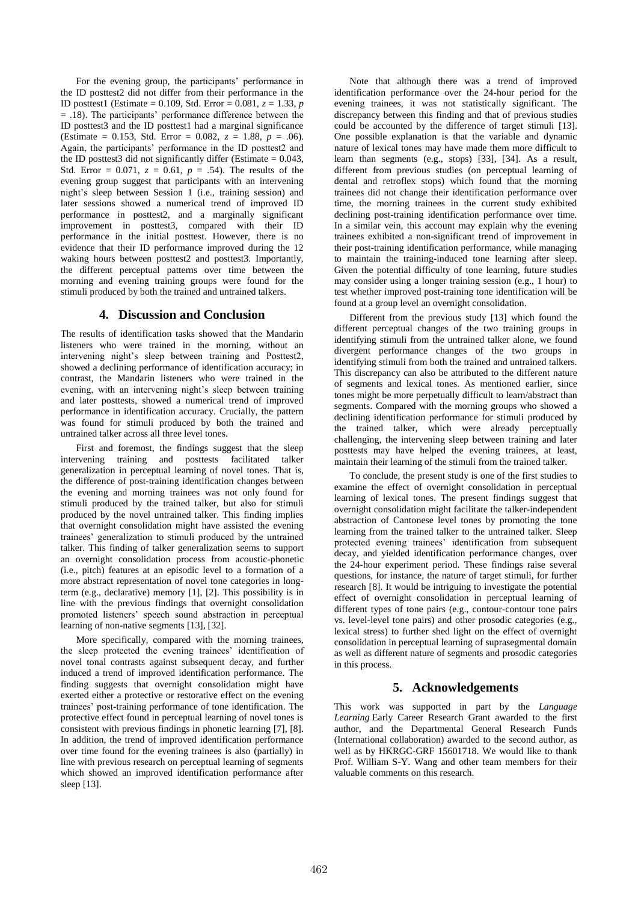For the evening group, the participants' performance in the ID posttest2 did not differ from their performance in the ID posttest1 (Estimate = 0.109, Std. Error = 0.081, $z$ = 1.33, $p$ = .18). The participants' performance difference between the ID posttest3 and the ID posttest1 had a marginal significance (Estimate = 0.153, Std. Error = 0.082, $z$ = 1.88, $p$ = .06). Again, the participants' performance in the ID posttest2 and the ID posttest3 did not significantly differ (Estimate = 0.043, Std. Error = 0.071, $z$ = 0.61, $p$ = .54). The results of the evening group suggest that participants with an intervening night's sleep between Session 1 (i.e., training session) and later sessions showed a numerical trend of improved ID performance in posttest2, and a marginally significant improvement in posttest3, compared with their ID performance in the initial posttest. However, there is no evidence that their ID performance improved during the 12 waking hours between posttest2 and posttest3. Importantly, the different perceptual patterns over time between the morning and evening training groups were found for the stimuli produced by both the trained and untrained talkers.

## 4. Discussion and Conclusion

The results of identification tasks showed that the Mandarin listeners who were trained in the morning, without an intervening night's sleep between training and Posttest2, showed a declining performance of identification accuracy; in contrast, the Mandarin listeners who were trained in the evening, with an intervening night's sleep between training and later posttests, showed a numerical trend of improved performance in identification accuracy. Crucially, the pattern was found for stimuli produced by both the trained and untrained talker across all three level tones.

First and foremost, the findings suggest that the sleep intervening training and posttests facilitated talker generalization in perceptual learning of novel tones. That is, the difference of post-training identification changes between the evening and morning trainees was not only found for stimuli produced by the trained talker, but also for stimuli produced by the novel untrained talker. This finding implies that overnight consolidation might have assisted the evening trainees' generalization to stimuli produced by the untrained talker. This finding of talker generalization seems to support an overnight consolidation process from acoustic-phonetic (i.e., pitch) features at an episodic level to a formation of a more abstract representation of novel tone categories in long-term (e.g., declarative) memory [1], [2]. This possibility is in line with the previous findings that overnight consolidation promoted listeners' speech sound abstraction in perceptual learning of non-native segments [13], [32].

More specifically, compared with the morning trainees, the sleep protected the evening trainees' identification of novel tonal contrasts against subsequent decay, and further induced a trend of improved identification performance. The finding suggests that overnight consolidation might have exerted either a protective or restorative effect on the evening trainees' post-training performance of tone identification. The protective effect found in perceptual learning of novel tones is consistent with previous findings in phonetic learning [7], [8]. In addition, the trend of improved identification performance over time found for the evening trainees is also (partially) in line with previous research on perceptual learning of segments which showed an improved identification performance after sleep [13].

Note that although there was a trend of improved identification performance over the 24-hour period for the evening trainees, it was not statistically significant. The discrepancy between this finding and that of previous studies could be accounted by the difference of target stimuli [13]. One possible explanation is that the variable and dynamic nature of lexical tones may have made them more difficult to learn than segments (e.g., stops) [33], [34]. As a result, different from previous studies (on perceptual learning of dental and retroflex stops) which found that the morning trainees did not change their identification performance over time, the morning trainees in the current study exhibited declining post-training identification performance over time. In a similar vein, this account may explain why the evening trainees exhibited a non-significant trend of improvement in their post-training identification performance, while managing to maintain the training-induced tone learning after sleep. Given the potential difficulty of tone learning, future studies may consider using a longer training session (e.g., 1 hour) to test whether improved post-training tone identification will be found at a group level an overnight consolidation.

Different from the previous study [13] which found the different perceptual changes of the two training groups in identifying stimuli from the untrained talker alone, we found divergent performance changes of the two groups in identifying stimuli from both the trained and untrained talkers. This discrepancy can also be attributed to the different nature of segments and lexical tones. As mentioned earlier, since tones might be more perpetually difficult to learn/abstract than segments. Compared with the morning groups who showed a declining identification performance for stimuli produced by the trained talker, which were already perceptually challenging, the intervening sleep between training and later posttests may have helped the evening trainees, at least, maintain their learning of the stimuli from the trained talker.

To conclude, the present study is one of the first studies to examine the effect of overnight consolidation in perceptual learning of lexical tones. The present findings suggest that overnight consolidation might facilitate the talker-independent abstraction of Cantonese level tones by promoting the tone learning from the trained talker to the untrained talker. Sleep protected evening trainees' identification from subsequent decay, and yielded identification performance changes, over the 24-hour experiment period. These findings raise several questions, for instance, the nature of target stimuli, for further research [8]. It would be intriguing to investigate the potential effect of overnight consolidation in perceptual learning of different types of tone pairs (e.g., contour-contour tone pairs vs. level-level tone pairs) and other prosodic categories (e.g., lexical stress) to further shed light on the effect of overnight consolidation in perceptual learning of suprasegmental domain as well as different nature of segments and prosodic categories in this process.

## 5. Acknowledgements

This work was supported in part by the *Language Learning* Early Career Research Grant awarded to the first author, and the Departmental General Research Funds (International collaboration) awarded to the second author, as well as by HKRGC-GRF 15601718. We would like to thank Prof. William S-Y. Wang and other team members for their valuable comments on this research.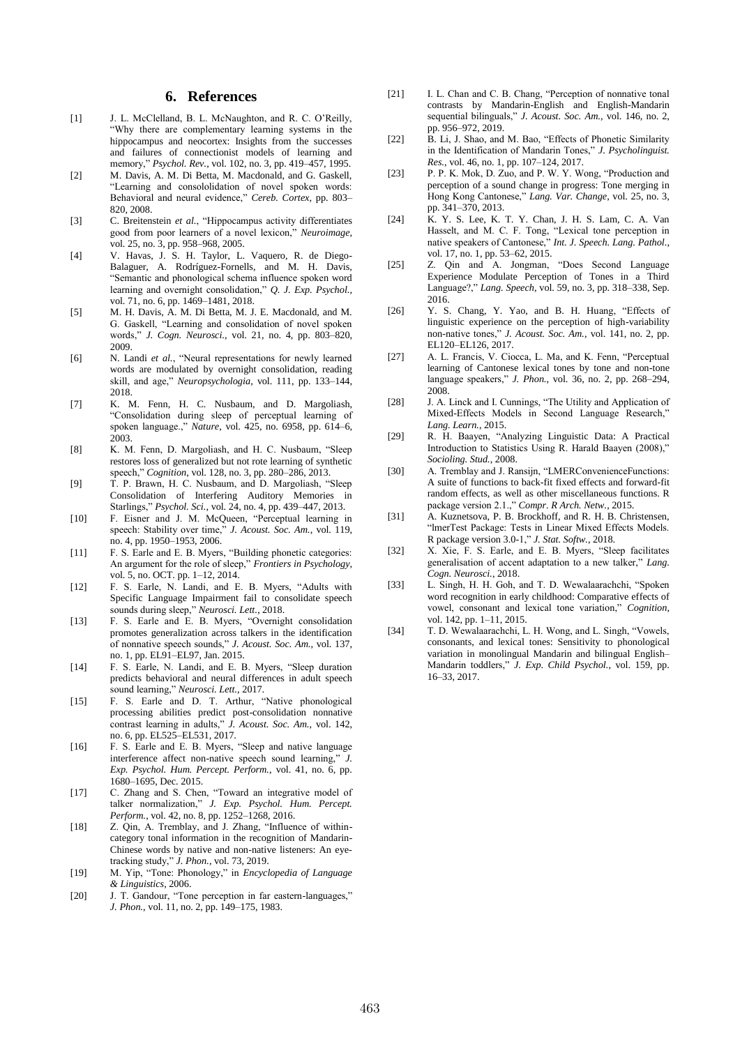# 6. References

[1] J. L. McClelland, B. L. McNaughton, and R. C. O'Reilly, "Why there are complementary learning systems in the hippocampus and neocortex: Insights from the successes and failures of connectionist models of learning and memory," *Psychol. Rev.*, vol. 102, no. 3, pp. 419–457, 1995.

[2] M. Davis, A. M. Di Betta, M. Macdonald, and G. Gaskell, "Learning and consololidation of novel spoken words: Behavioral and neural evidence," *Cereb. Cortex*, pp. 803–820, 2008.

[3] C. Breitenstein *et al.*, "Hippocampus activity differentiates good from poor learners of a novel lexicon," *Neuroimage*, vol. 25, no. 3, pp. 958–968, 2005.

[4] V. Havas, J. S. H. Taylor, L. Vaquero, R. de Diego-Balaguer, A. Rodríguez-Fornells, and M. H. Davis, "Semantic and phonological schema influence spoken word learning and overnight consolidation," *Q. J. Exp. Psychol.*, vol. 71, no. 6, pp. 1469–1481, 2018.

[5] M. H. Davis, A. M. Di Betta, M. J. E. Macdonald, and M. G. Gaskell, "Learning and consolidation of novel spoken words," *J. Cogn. Neurosci.*, vol. 21, no. 4, pp. 803–820, 2009.

[6] N. Landi *et al.*, "Neural representations for newly learned words are modulated by overnight consolidation, reading skill, and age," *Neuropsychologia*, vol. 111, pp. 133–144, 2018.

[7] K. M. Fenn, H. C. Nusbaum, and D. Margoliash, "Consolidation during sleep of perceptual learning of spoken language.," *Nature*, vol. 425, no. 6958, pp. 614–6, 2003.

[8] K. M. Fenn, D. Margoliash, and H. C. Nusbaum, "Sleep restores loss of generalized but not rote learning of synthetic speech," *Cognition*, vol. 128, no. 3, pp. 280–286, 2013.

[9] T. P. Brawn, H. C. Nusbaum, and D. Margoliash, "Sleep Consolidation of Interfering Auditory Memories in Starlings," *Psychol. Sci.*, vol. 24, no. 4, pp. 439–447, 2013.

[10] F. Eisner and J. M. McQueen, "Perceptual learning in speech: Stability over time," *J. Acoust. Soc. Am.*, vol. 119, no. 4, pp. 1950–1953, 2006.

[11] F. S. Earle and E. B. Myers, "Building phonetic categories: An argument for the role of sleep," *Frontiers in Psychology*, vol. 5, no. OCT. pp. 1–12, 2014.

[12] F. S. Earle, N. Landi, and E. B. Myers, "Adults with Specific Language Impairment fail to consolidate speech sounds during sleep," *Neurosci. Lett.*, 2018.

[13] F. S. Earle and E. B. Myers, "Overnight consolidation promotes generalization across talkers in the identification of nonnative speech sounds," *J. Acoust. Soc. Am.*, vol. 137, no. 1, pp. EL91–EL97, Jan. 2015.

[14] F. S. Earle, N. Landi, and E. B. Myers, "Sleep duration predicts behavioral and neural differences in adult speech sound learning," *Neurosci. Lett.*, 2017.

[15] F. S. Earle and D. T. Arthur, "Native phonological processing abilities predict post-consolidation nonnative contrast learning in adults," *J. Acoust. Soc. Am.*, vol. 142, no. 6, pp. EL525–EL531, 2017.

[16] F. S. Earle and E. B. Myers, "Sleep and native language interference affect non-native speech sound learning," *J. Exp. Psychol. Hum. Percept. Perform.*, vol. 41, no. 6, pp. 1680–1695, Dec. 2015.

[17] C. Zhang and S. Chen, "Toward an integrative model of talker normalization," *J. Exp. Psychol. Hum. Percept. Perform.*, vol. 42, no. 8, pp. 1252–1268, 2016.

[18] Z. Qin, A. Tremblay, and J. Zhang, "Influence of within-category tonal information in the recognition of Mandarin-Chinese words by native and non-native listeners: An eye-tracking study," *J. Phon.*, vol. 73, 2019.

[19] M. Yip, "Tone: Phonology," in *Encyclopedia of Language & Linguistics*, 2006.

[20] J. T. Gandour, "Tone perception in far eastern-languages," *J. Phon.*, vol. 11, no. 2, pp. 149–175, 1983.

[21] I. L. Chan and C. B. Chang, "Perception of nonnative tonal contrasts by Mandarin-English and English-Mandarin sequential bilinguals," *J. Acoust. Soc. Am.*, vol. 146, no. 2, pp. 956–972, 2019.

[22] B. Li, J. Shao, and M. Bao, "Effects of Phonetic Similarity in the Identification of Mandarin Tones," *J. Psycholinguist. Res.*, vol. 46, no. 1, pp. 107–124, 2017.

[23] P. P. K. Mok, D. Zuo, and P. W. Y. Wong, "Production and perception of a sound change in progress: Tone merging in Hong Kong Cantonese," *Lang. Var. Change*, vol. 25, no. 3, pp. 341–370, 2013.

[24] K. Y. S. Lee, K. T. Y. Chan, J. H. S. Lam, C. A. Van Hasselt, and M. C. F. Tong, "Lexical tone perception in native speakers of Cantonese," *Int. J. Speech. Lang. Pathol.*, vol. 17, no. 1, pp. 53–62, 2015.

[25] Z. Qin and A. Jongman, "Does Second Language Experience Modulate Perception of Tones in a Third Language?," *Lang. Speech*, vol. 59, no. 3, pp. 318–338, Sep. 2016.

[26] Y. S. Chang, Y. Yao, and B. H. Huang, "Effects of linguistic experience on the perception of high-variability non-native tones," *J. Acoust. Soc. Am.*, vol. 141, no. 2, pp. EL120–EL126, 2017.

[27] A. L. Francis, V. Ciocca, L. Ma, and K. Fenn, "Perceptual learning of Cantonese lexical tones by tone and non-tone language speakers," *J. Phon.*, vol. 36, no. 2, pp. 268–294, 2008.

[28] J. A. Linck and I. Cunnings, "The Utility and Application of Mixed-Effects Models in Second Language Research," *Lang. Learn.*, 2015.

[29] R. H. Baayen, "Analyzing Linguistic Data: A Practical Introduction to Statistics Using R. Harald Baayen (2008)," *Socioling. Stud.*, 2008.

[30] A. Tremblay and J. Ransijn, "LMERConvenienceFunctions: A suite of functions to back-fit fixed effects and forward-fit random effects, as well as other miscellaneous functions. R package version 2.1.," *Compr. R Arch. Netw.*, 2015.

[31] A. Kuznetsova, P. B. Brockhoff, and R. H. B. Christensen, "lmerTest Package: Tests in Linear Mixed Effects Models. R package version 3.0-1," *J. Stat. Softw.*, 2018.

[32] X. Xie, F. S. Earle, and E. B. Myers, "Sleep facilitates generalisation of accent adaptation to a new talker," *Lang. Cogn. Neurosci.*, 2018.

[33] L. Singh, H. H. Goh, and T. D. Wewalaarachchi, "Spoken word recognition in early childhood: Comparative effects of vowel, consonant and lexical tone variation," *Cognition*, vol. 142, pp. 1–11, 2015.

[34] T. D. Wewalaarachchi, L. H. Wong, and L. Singh, "Vowels, consonants, and lexical tones: Sensitivity to phonological variation in monolingual Mandarin and bilingual English–Mandarin toddlers," *J. Exp. Child Psychol.*, vol. 159, pp. 16–33, 2017.